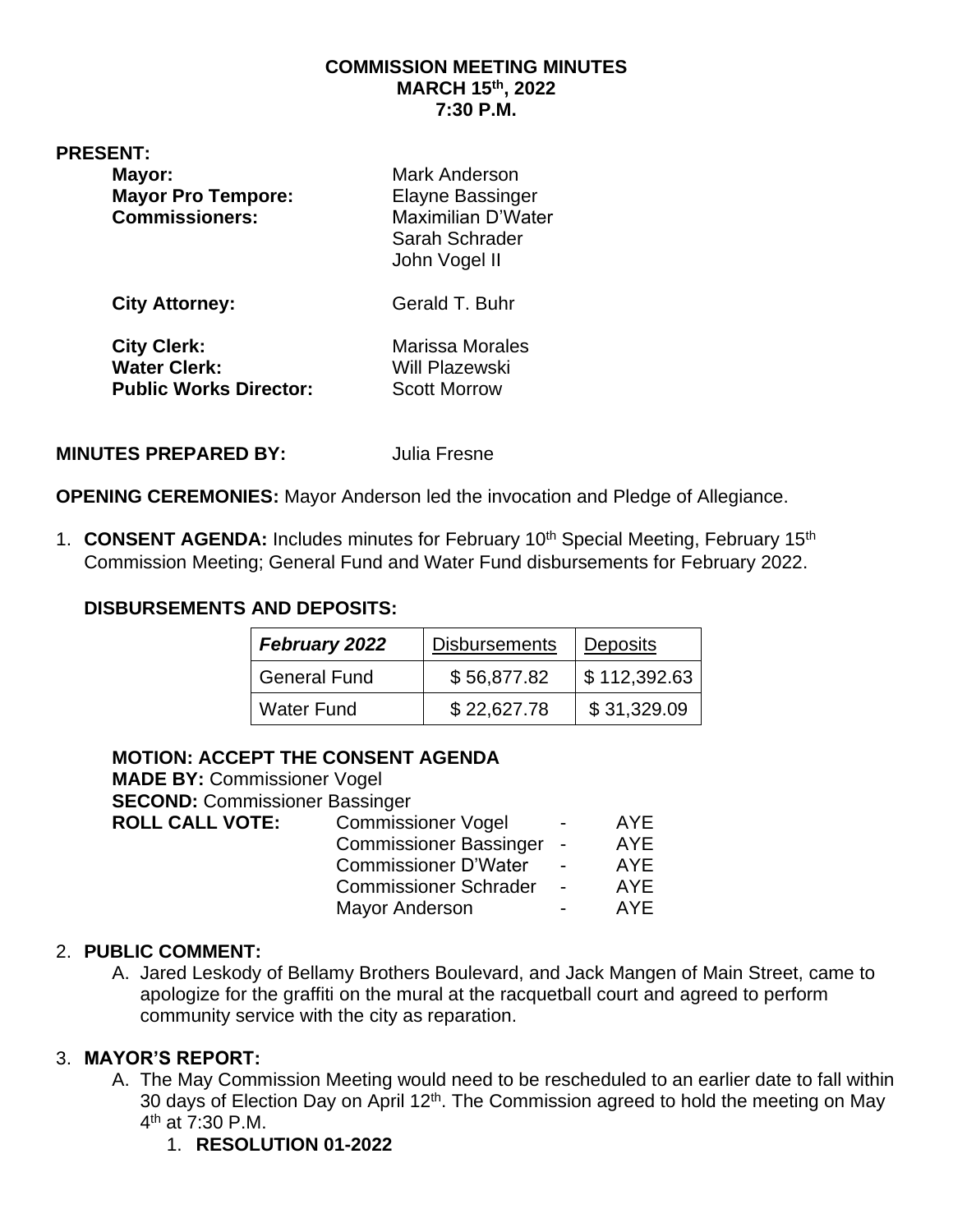**COMMISSION MEETING MINUTES**
**MARCH 15th, 2022**
**7:30 P.M.**

**PRESENT:**

| | |
|---|---|
| **Mayor:** | Mark Anderson |
| **Mayor Pro Tempore:** | Elayne Bassinger |
| **Commissioners:** | Maximilian D'Water |
| | Sarah Schrader |
| | John Vogel II |
| **City Attorney:** | Gerald T. Buhr |
| **City Clerk:** | Marissa Morales |
| **Water Clerk:** | Will Plazewski |
| **Public Works Director:** | Scott Morrow |

**MINUTES PREPARED BY:** Julia Fresne

**OPENING CEREMONIES:** Mayor Anderson led the invocation and Pledge of Allegiance.

1. **CONSENT AGENDA:** Includes minutes for February 10th Special Meeting, February 15th Commission Meeting; General Fund and Water Fund disbursements for February 2022.

   **DISBURSEMENTS AND DEPOSITS:**

| ***February 2022*** | Disbursements | Deposits |
|---|---|---|
| General Fund | $ 56,877.82 | $ 112,392.63 |
| Water Fund | $ 22,627.78 | $ 31,329.09 |

   **MOTION: ACCEPT THE CONSENT AGENDA**
   **MADE BY:** Commissioner Vogel
   **SECOND:** Commissioner Bassinger
   **ROLL CALL VOTE:**

| | | |
|---|---|---|
| Commissioner Vogel | - | AYE |
| Commissioner Bassinger | - | AYE |
| Commissioner D'Water | - | AYE |
| Commissioner Schrader | - | AYE |
| Mayor Anderson | - | AYE |

2. **PUBLIC COMMENT:**
   A. Jared Leskody of Bellamy Brothers Boulevard, and Jack Mangen of Main Street, came to apologize for the graffiti on the mural at the racquetball court and agreed to perform community service with the city as reparation.

3. **MAYOR'S REPORT:**
   A. The May Commission Meeting would need to be rescheduled to an earlier date to fall within 30 days of Election Day on April 12th. The Commission agreed to hold the meeting on May 4th at 7:30 P.M.
      1. **RESOLUTION 01-2022**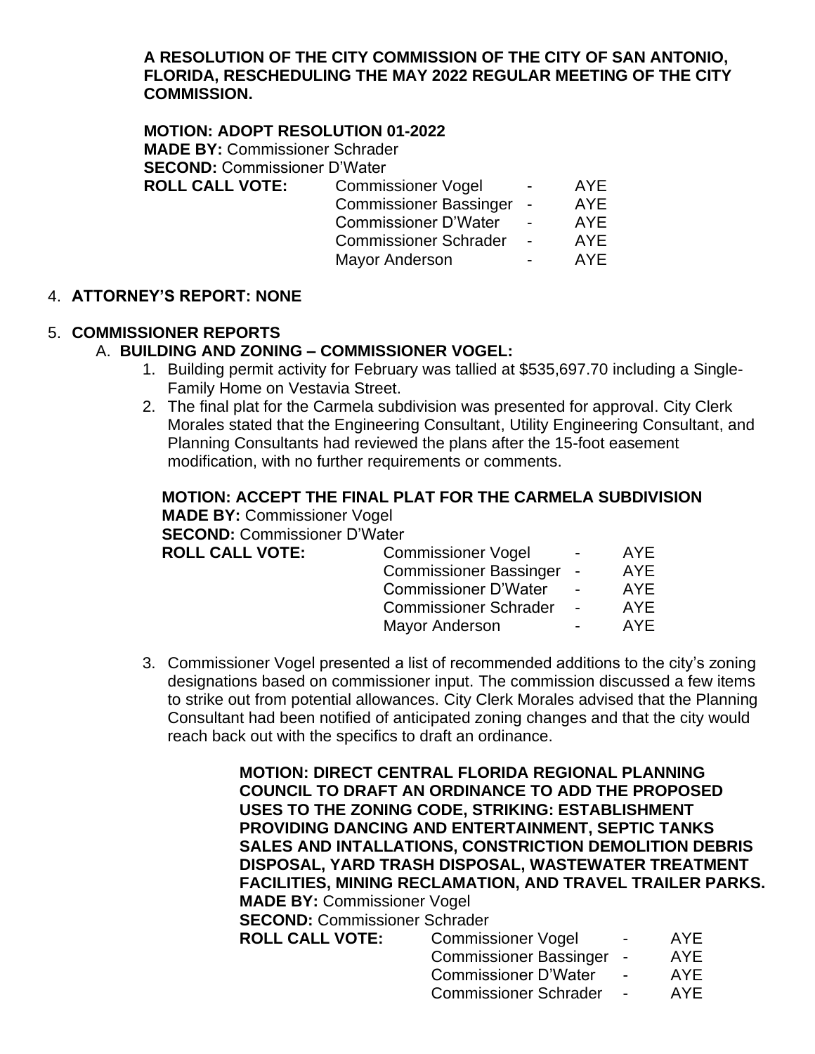**A RESOLUTION OF THE CITY COMMISSION OF THE CITY OF SAN ANTONIO, FLORIDA, RESCHEDULING THE MAY 2022 REGULAR MEETING OF THE CITY COMMISSION.**

**MOTION: ADOPT RESOLUTION 01-2022**
**MADE BY:** Commissioner Schrader
**SECOND:** Commissioner D'Water

| **ROLL CALL VOTE:** | Commissioner Vogel | - | AYE |
|---|---|---|---|
| | Commissioner Bassinger | - | AYE |
| | Commissioner D'Water | - | AYE |
| | Commissioner Schrader | - | AYE |
| | Mayor Anderson | - | AYE |

4. **ATTORNEY'S REPORT: NONE**

5. **COMMISSIONER REPORTS**

   A. **BUILDING AND ZONING – COMMISSIONER VOGEL:**

   1. Building permit activity for February was tallied at $535,697.70 including a Single-Family Home on Vestavia Street.
   2. The final plat for the Carmela subdivision was presented for approval. City Clerk Morales stated that the Engineering Consultant, Utility Engineering Consultant, and Planning Consultants had reviewed the plans after the 15-foot easement modification, with no further requirements or comments.

   **MOTION: ACCEPT THE FINAL PLAT FOR THE CARMELA SUBDIVISION**
   **MADE BY:** Commissioner Vogel
   **SECOND:** Commissioner D'Water

| **ROLL CALL VOTE:** | Commissioner Vogel | - | AYE |
|---|---|---|---|
| | Commissioner Bassinger | - | AYE |
| | Commissioner D'Water | - | AYE |
| | Commissioner Schrader | - | AYE |
| | Mayor Anderson | - | AYE |

   3. Commissioner Vogel presented a list of recommended additions to the city's zoning designations based on commissioner input. The commission discussed a few items to strike out from potential allowances. City Clerk Morales advised that the Planning Consultant had been notified of anticipated zoning changes and that the city would reach back out with the specifics to draft an ordinance.

   **MOTION: DIRECT CENTRAL FLORIDA REGIONAL PLANNING COUNCIL TO DRAFT AN ORDINANCE TO ADD THE PROPOSED USES TO THE ZONING CODE, STRIKING: ESTABLISHMENT PROVIDING DANCING AND ENTERTAINMENT, SEPTIC TANKS SALES AND INTALLATIONS, CONSTRICTION DEMOLITION DEBRIS DISPOSAL, YARD TRASH DISPOSAL, WASTEWATER TREATMENT FACILITIES, MINING RECLAMATION, AND TRAVEL TRAILER PARKS.**
   **MADE BY:** Commissioner Vogel
   **SECOND:** Commissioner Schrader

| **ROLL CALL VOTE:** | Commissioner Vogel | - | AYE |
|---|---|---|---|
| | Commissioner Bassinger | - | AYE |
| | Commissioner D'Water | - | AYE |
| | Commissioner Schrader | - | AYE |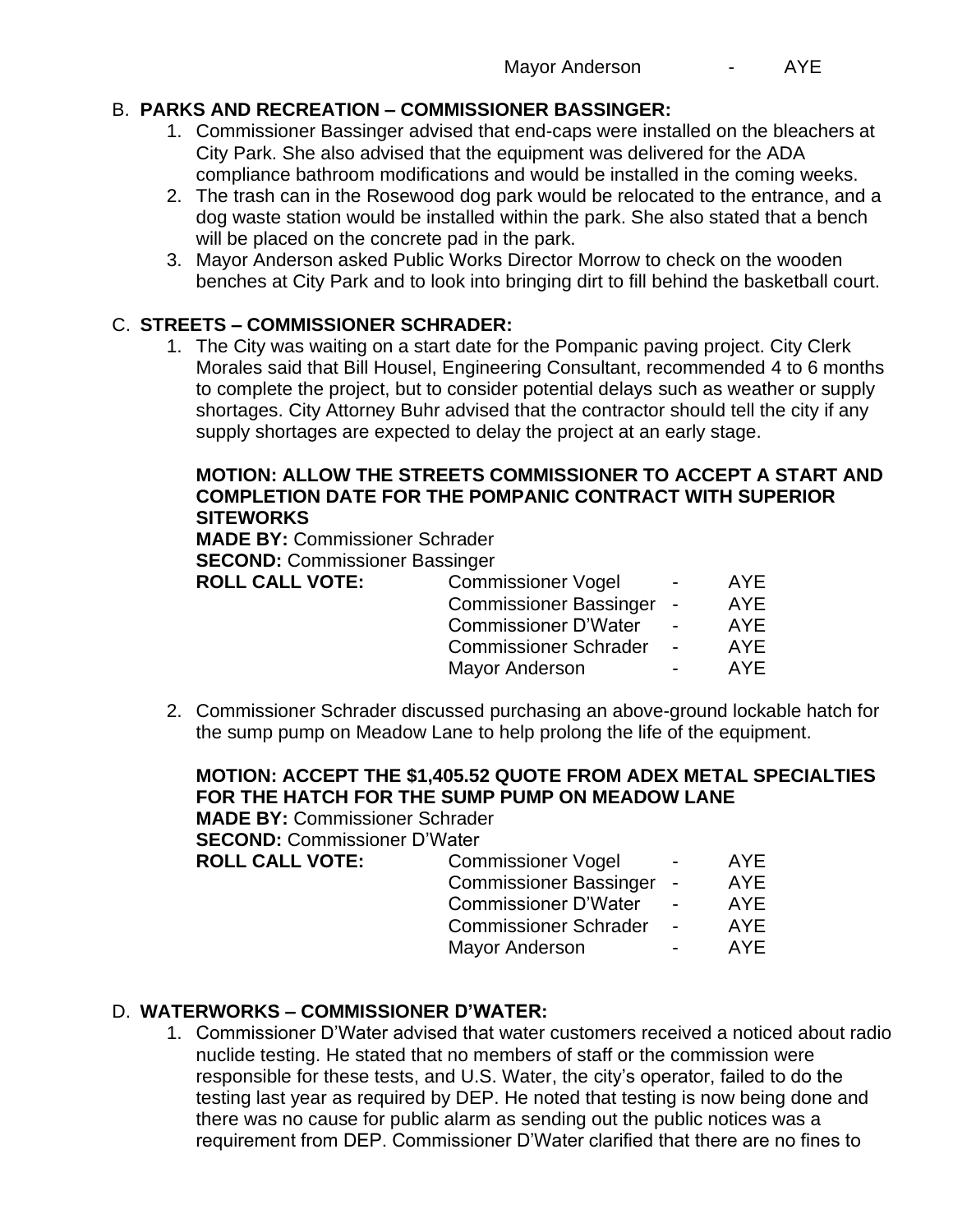Mayor Anderson - AYE

## B. PARKS AND RECREATION – COMMISSIONER BASSINGER:

1. Commissioner Bassinger advised that end-caps were installed on the bleachers at City Park. She also advised that the equipment was delivered for the ADA compliance bathroom modifications and would be installed in the coming weeks.
2. The trash can in the Rosewood dog park would be relocated to the entrance, and a dog waste station would be installed within the park. She also stated that a bench will be placed on the concrete pad in the park.
3. Mayor Anderson asked Public Works Director Morrow to check on the wooden benches at City Park and to look into bringing dirt to fill behind the basketball court.

## C. STREETS – COMMISSIONER SCHRADER:

1. The City was waiting on a start date for the Pompanic paving project. City Clerk Morales said that Bill Housel, Engineering Consultant, recommended 4 to 6 months to complete the project, but to consider potential delays such as weather or supply shortages. City Attorney Buhr advised that the contractor should tell the city if any supply shortages are expected to delay the project at an early stage.

   **MOTION: ALLOW THE STREETS COMMISSIONER TO ACCEPT A START AND COMPLETION DATE FOR THE POMPANIC CONTRACT WITH SUPERIOR SITEWORKS**
   **MADE BY:** Commissioner Schrader
   **SECOND:** Commissioner Bassinger
   **ROLL CALL VOTE:**
   Commissioner Vogel - AYE
   Commissioner Bassinger - AYE
   Commissioner D'Water - AYE
   Commissioner Schrader - AYE
   Mayor Anderson - AYE

2. Commissioner Schrader discussed purchasing an above-ground lockable hatch for the sump pump on Meadow Lane to help prolong the life of the equipment.

   **MOTION: ACCEPT THE $1,405.52 QUOTE FROM ADEX METAL SPECIALTIES FOR THE HATCH FOR THE SUMP PUMP ON MEADOW LANE**
   **MADE BY:** Commissioner Schrader
   **SECOND:** Commissioner D'Water
   **ROLL CALL VOTE:**
   Commissioner Vogel - AYE
   Commissioner Bassinger - AYE
   Commissioner D'Water - AYE
   Commissioner Schrader - AYE
   Mayor Anderson - AYE

## D. WATERWORKS – COMMISSIONER D'WATER:

1. Commissioner D'Water advised that water customers received a noticed about radio nuclide testing. He stated that no members of staff or the commission were responsible for these tests, and U.S. Water, the city's operator, failed to do the testing last year as required by DEP. He noted that testing is now being done and there was no cause for public alarm as sending out the public notices was a requirement from DEP. Commissioner D'Water clarified that there are no fines to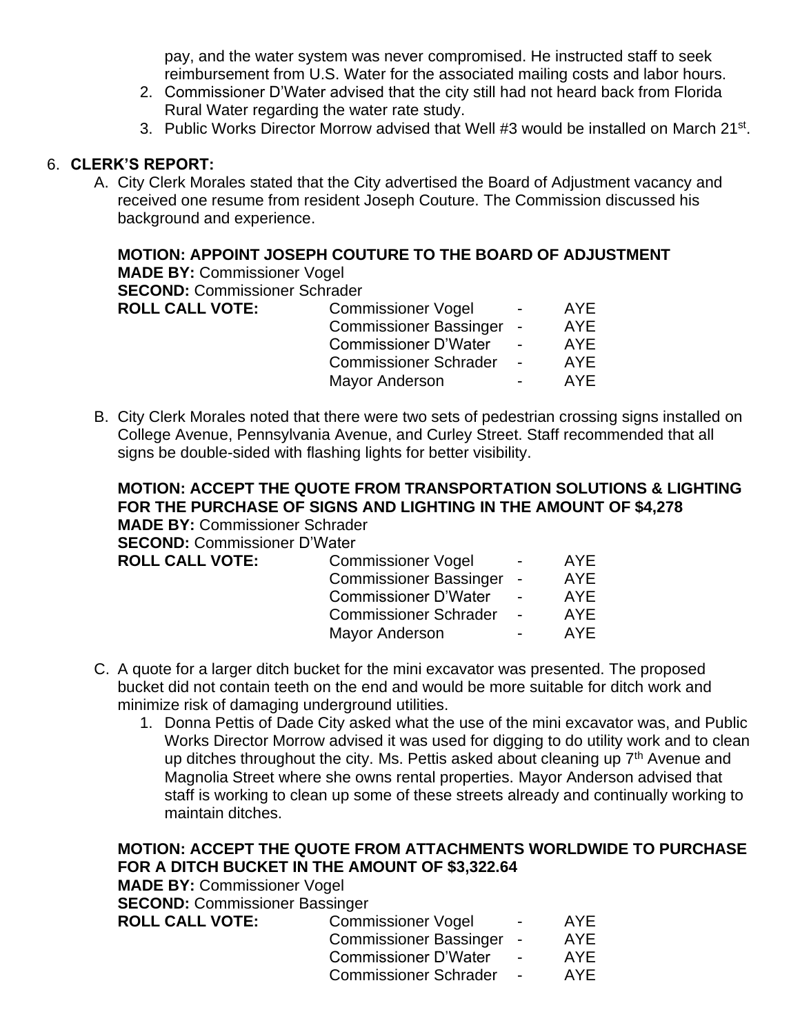pay, and the water system was never compromised. He instructed staff to seek reimbursement from U.S. Water for the associated mailing costs and labor hours.

2. Commissioner D'Water advised that the city still had not heard back from Florida Rural Water regarding the water rate study.
3. Public Works Director Morrow advised that Well #3 would be installed on March 21st.

6. **CLERK'S REPORT:**

A. City Clerk Morales stated that the City advertised the Board of Adjustment vacancy and received one resume from resident Joseph Couture. The Commission discussed his background and experience.

**MOTION: APPOINT JOSEPH COUTURE TO THE BOARD OF ADJUSTMENT**
**MADE BY:** Commissioner Vogel
**SECOND:** Commissioner Schrader

| **ROLL CALL VOTE:** | Commissioner Vogel | - | AYE |
|---|---|---|---|
| | Commissioner Bassinger | - | AYE |
| | Commissioner D'Water | - | AYE |
| | Commissioner Schrader | - | AYE |
| | Mayor Anderson | - | AYE |

B. City Clerk Morales noted that there were two sets of pedestrian crossing signs installed on College Avenue, Pennsylvania Avenue, and Curley Street. Staff recommended that all signs be double-sided with flashing lights for better visibility.

**MOTION: ACCEPT THE QUOTE FROM TRANSPORTATION SOLUTIONS & LIGHTING FOR THE PURCHASE OF SIGNS AND LIGHTING IN THE AMOUNT OF $4,278**
**MADE BY:** Commissioner Schrader
**SECOND:** Commissioner D'Water

| **ROLL CALL VOTE:** | Commissioner Vogel | - | AYE |
|---|---|---|---|
| | Commissioner Bassinger | - | AYE |
| | Commissioner D'Water | - | AYE |
| | Commissioner Schrader | - | AYE |
| | Mayor Anderson | - | AYE |

C. A quote for a larger ditch bucket for the mini excavator was presented. The proposed bucket did not contain teeth on the end and would be more suitable for ditch work and minimize risk of damaging underground utilities.

1. Donna Pettis of Dade City asked what the use of the mini excavator was, and Public Works Director Morrow advised it was used for digging to do utility work and to clean up ditches throughout the city. Ms. Pettis asked about cleaning up 7th Avenue and Magnolia Street where she owns rental properties. Mayor Anderson advised that staff is working to clean up some of these streets already and continually working to maintain ditches.

**MOTION: ACCEPT THE QUOTE FROM ATTACHMENTS WORLDWIDE TO PURCHASE FOR A DITCH BUCKET IN THE AMOUNT OF $3,322.64**
**MADE BY:** Commissioner Vogel
**SECOND:** Commissioner Bassinger

| **ROLL CALL VOTE:** | Commissioner Vogel | - | AYE |
|---|---|---|---|
| | Commissioner Bassinger | - | AYE |
| | Commissioner D'Water | - | AYE |
| | Commissioner Schrader | - | AYE |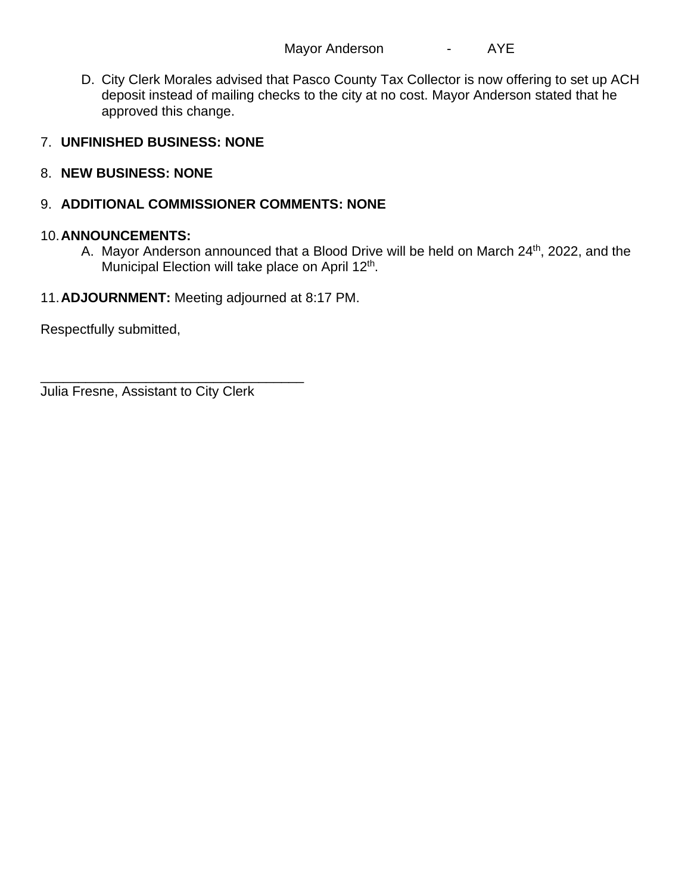Mayor Anderson - AYE

D. City Clerk Morales advised that Pasco County Tax Collector is now offering to set up ACH deposit instead of mailing checks to the city at no cost. Mayor Anderson stated that he approved this change.

7. **UNFINISHED BUSINESS: NONE**

8. **NEW BUSINESS: NONE**

9. **ADDITIONAL COMMISSIONER COMMENTS: NONE**

10. **ANNOUNCEMENTS:**
    A. Mayor Anderson announced that a Blood Drive will be held on March 24th, 2022, and the Municipal Election will take place on April 12th.

11. **ADJOURNMENT:** Meeting adjourned at 8:17 PM.

Respectfully submitted,

___________________________________
Julia Fresne, Assistant to City Clerk